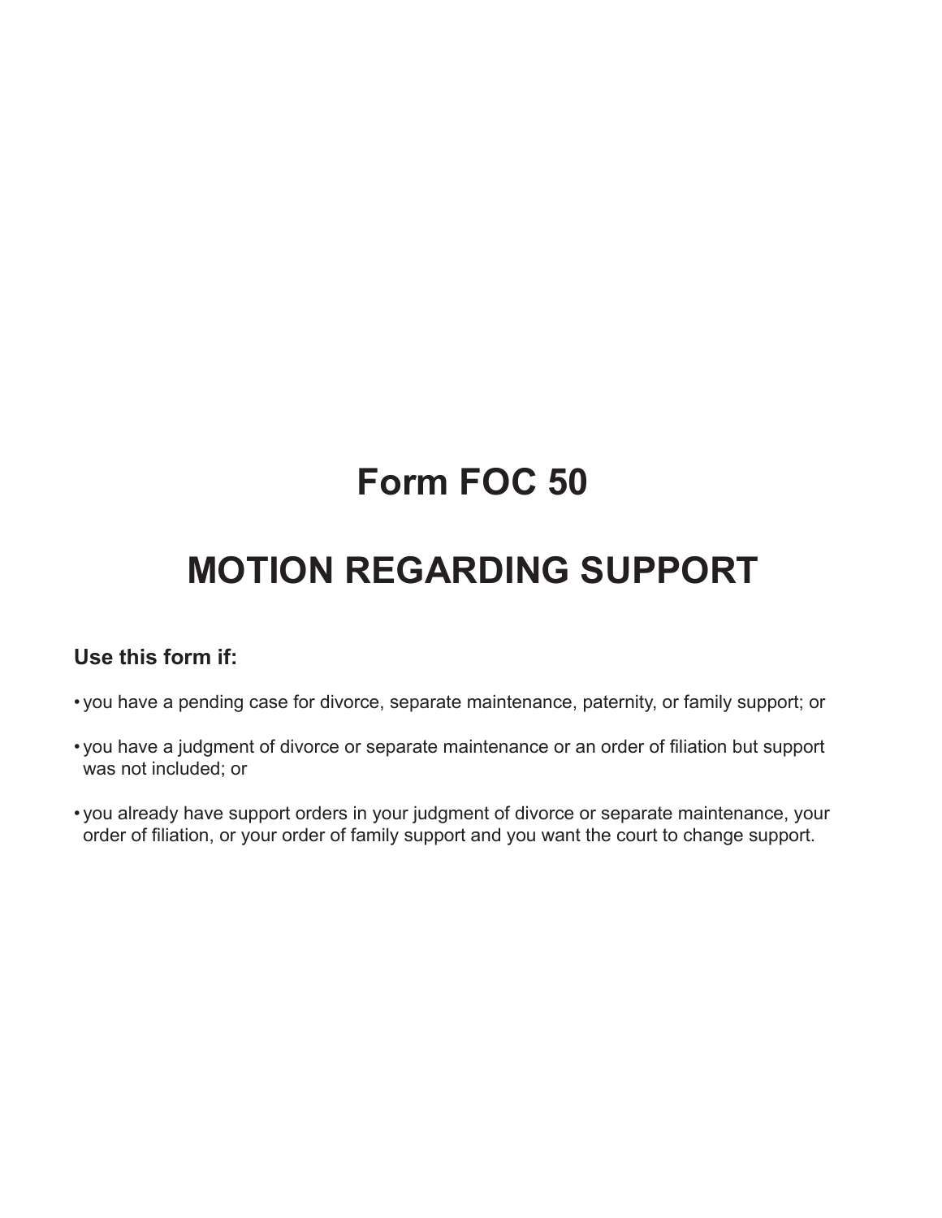# Form FOC 50

# MOTION REGARDING SUPPORT

**Use this form if:**

- you have a pending case for divorce, separate maintenance, paternity, or family support; or
- you have a judgment of divorce or separate maintenance or an order of filiation but support was not included; or
- you already have support orders in your judgment of divorce or separate maintenance, your order of filiation, or your order of family support and you want the court to change support.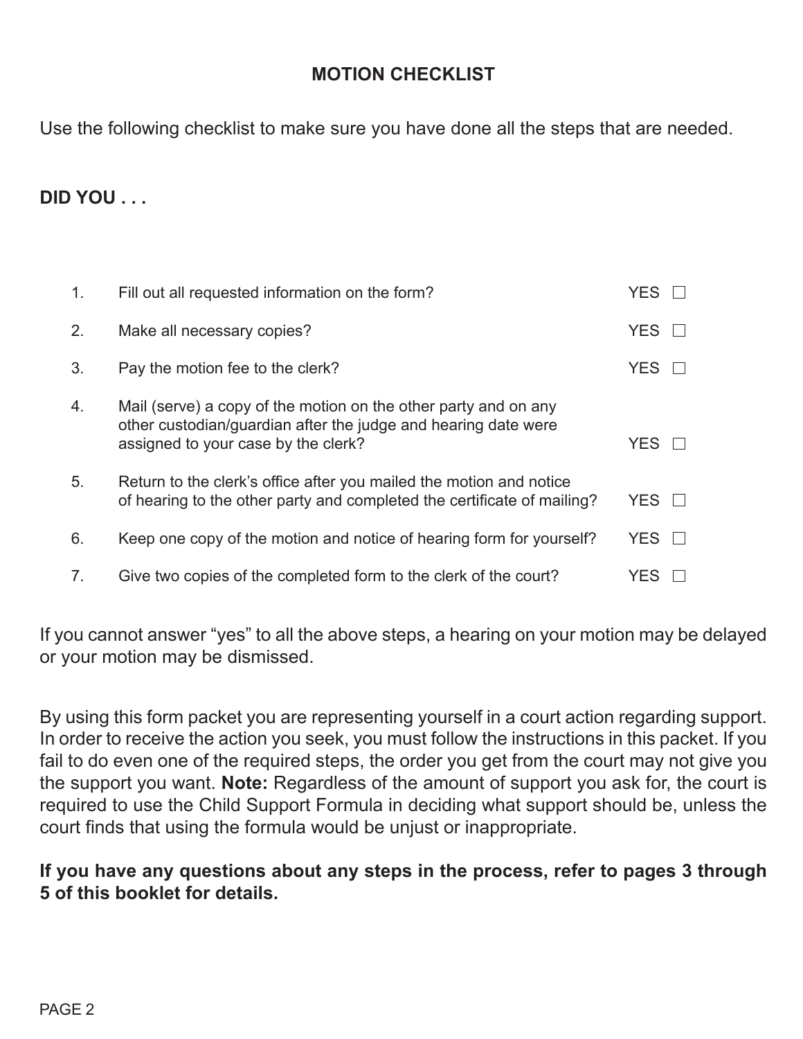## MOTION CHECKLIST

Use the following checklist to make sure you have done all the steps that are needed.

**DID YOU . . .**

| | | |
|---|---|---|
| 1. | Fill out all requested information on the form? | YES ☐ |
| 2. | Make all necessary copies? | YES ☐ |
| 3. | Pay the motion fee to the clerk? | YES ☐ |
| 4. | Mail (serve) a copy of the motion on the other party and on any other custodian/guardian after the judge and hearing date were assigned to your case by the clerk? | YES ☐ |
| 5. | Return to the clerk's office after you mailed the motion and notice of hearing to the other party and completed the certificate of mailing? | YES ☐ |
| 6. | Keep one copy of the motion and notice of hearing form for yourself? | YES ☐ |
| 7. | Give two copies of the completed form to the clerk of the court? | YES ☐ |

If you cannot answer "yes" to all the above steps, a hearing on your motion may be delayed or your motion may be dismissed.

By using this form packet you are representing yourself in a court action regarding support. In order to receive the action you seek, you must follow the instructions in this packet. If you fail to do even one of the required steps, the order you get from the court may not give you the support you want. **Note:** Regardless of the amount of support you ask for, the court is required to use the Child Support Formula in deciding what support should be, unless the court finds that using the formula would be unjust or inappropriate.

**If you have any questions about any steps in the process, refer to pages 3 through 5 of this booklet for details.**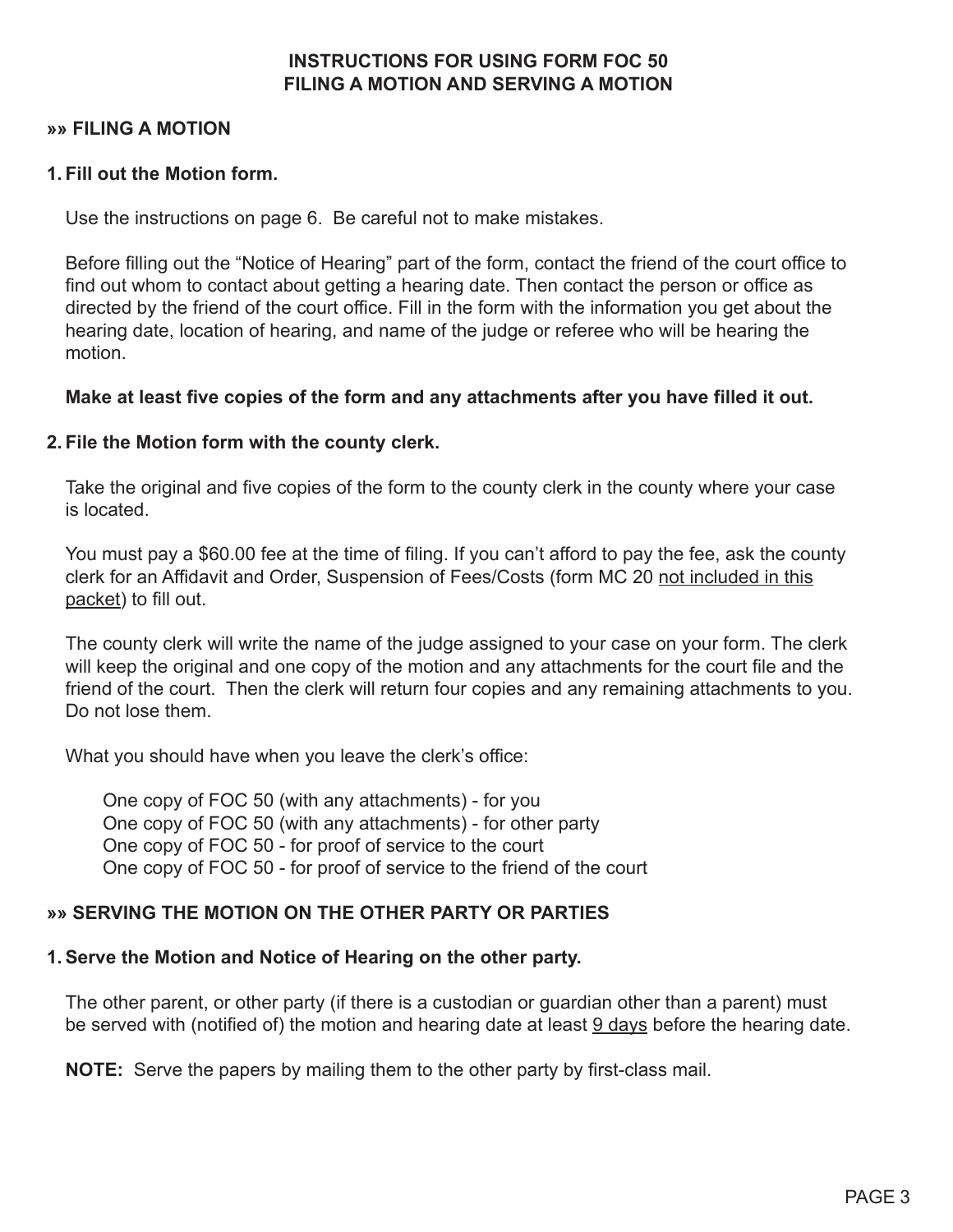# INSTRUCTIONS FOR USING FORM FOC 50
# FILING A MOTION AND SERVING A MOTION

## »» FILING A MOTION

### 1. Fill out the Motion form.

Use the instructions on page 6. Be careful not to make mistakes.

Before filling out the "Notice of Hearing" part of the form, contact the friend of the court office to find out whom to contact about getting a hearing date. Then contact the person or office as directed by the friend of the court office. Fill in the form with the information you get about the hearing date, location of hearing, and name of the judge or referee who will be hearing the motion.

**Make at least five copies of the form and any attachments after you have filled it out.**

### 2. File the Motion form with the county clerk.

Take the original and five copies of the form to the county clerk in the county where your case is located.

You must pay a $60.00 fee at the time of filing. If you can't afford to pay the fee, ask the county clerk for an Affidavit and Order, Suspension of Fees/Costs (form MC 20 <u>not included in this packet</u>) to fill out.

The county clerk will write the name of the judge assigned to your case on your form. The clerk will keep the original and one copy of the motion and any attachments for the court file and the friend of the court. Then the clerk will return four copies and any remaining attachments to you. Do not lose them.

What you should have when you leave the clerk's office:

- One copy of FOC 50 (with any attachments) - for you
- One copy of FOC 50 (with any attachments) - for other party
- One copy of FOC 50 - for proof of service to the court
- One copy of FOC 50 - for proof of service to the friend of the court

## »» SERVING THE MOTION ON THE OTHER PARTY OR PARTIES

### 1. Serve the Motion and Notice of Hearing on the other party.

The other parent, or other party (if there is a custodian or guardian other than a parent) must be served with (notified of) the motion and hearing date at least <u>9 days</u> before the hearing date.

**NOTE:** Serve the papers by mailing them to the other party by first-class mail.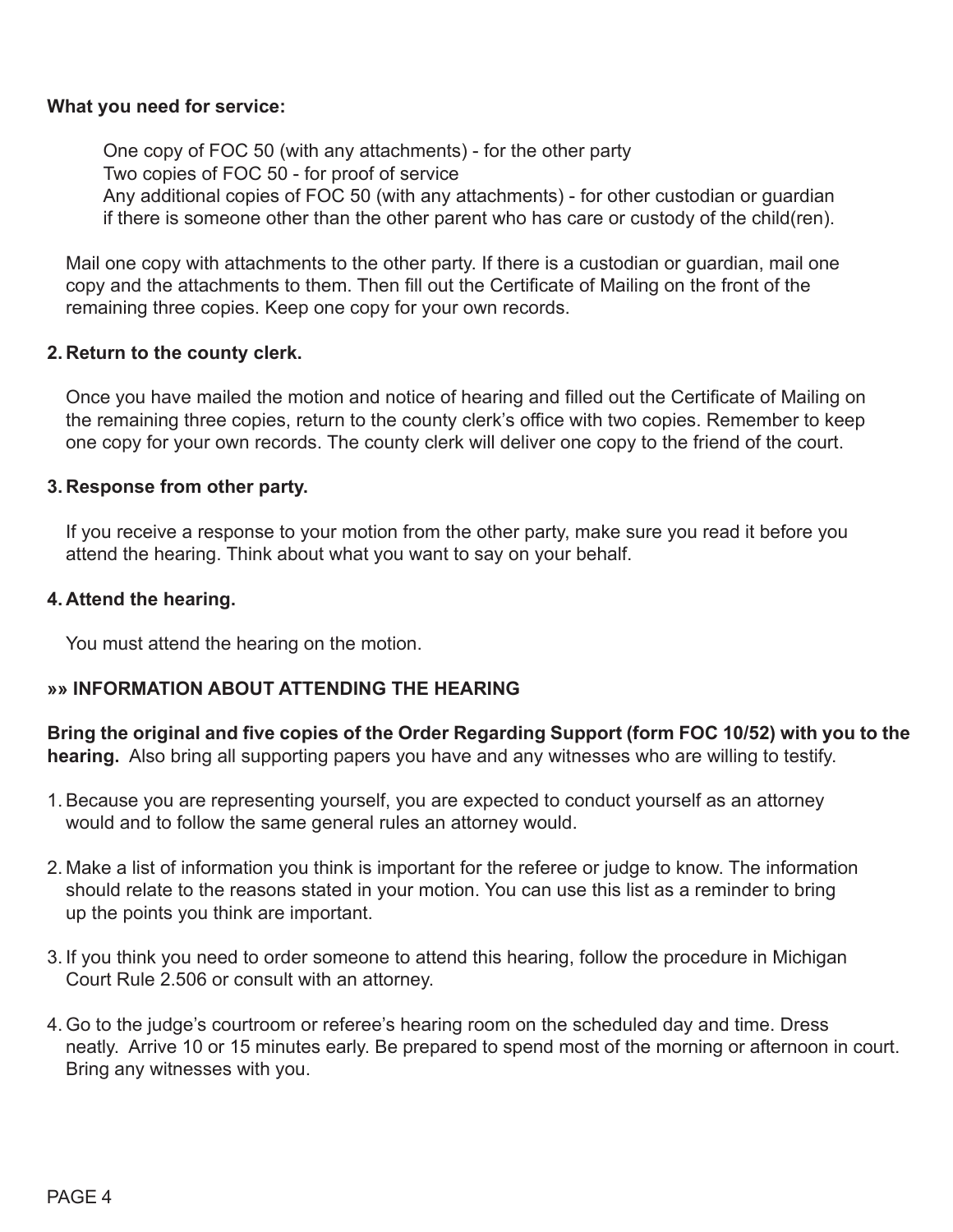**What you need for service:**

One copy of FOC 50 (with any attachments) - for the other party
Two copies of FOC 50 - for proof of service
Any additional copies of FOC 50 (with any attachments) - for other custodian or guardian if there is someone other than the other parent who has care or custody of the child(ren).

Mail one copy with attachments to the other party. If there is a custodian or guardian, mail one copy and the attachments to them. Then fill out the Certificate of Mailing on the front of the remaining three copies. Keep one copy for your own records.

**2. Return to the county clerk.**

Once you have mailed the motion and notice of hearing and filled out the Certificate of Mailing on the remaining three copies, return to the county clerk's office with two copies. Remember to keep one copy for your own records. The county clerk will deliver one copy to the friend of the court.

**3. Response from other party.**

If you receive a response to your motion from the other party, make sure you read it before you attend the hearing. Think about what you want to say on your behalf.

**4. Attend the hearing.**

You must attend the hearing on the motion.

**»» INFORMATION ABOUT ATTENDING THE HEARING**

**Bring the original and five copies of the Order Regarding Support (form FOC 10/52) with you to the hearing.** Also bring all supporting papers you have and any witnesses who are willing to testify.

1. Because you are representing yourself, you are expected to conduct yourself as an attorney would and to follow the same general rules an attorney would.

2. Make a list of information you think is important for the referee or judge to know. The information should relate to the reasons stated in your motion. You can use this list as a reminder to bring up the points you think are important.

3. If you think you need to order someone to attend this hearing, follow the procedure in Michigan Court Rule 2.506 or consult with an attorney.

4. Go to the judge's courtroom or referee's hearing room on the scheduled day and time. Dress neatly. Arrive 10 or 15 minutes early. Be prepared to spend most of the morning or afternoon in court. Bring any witnesses with you.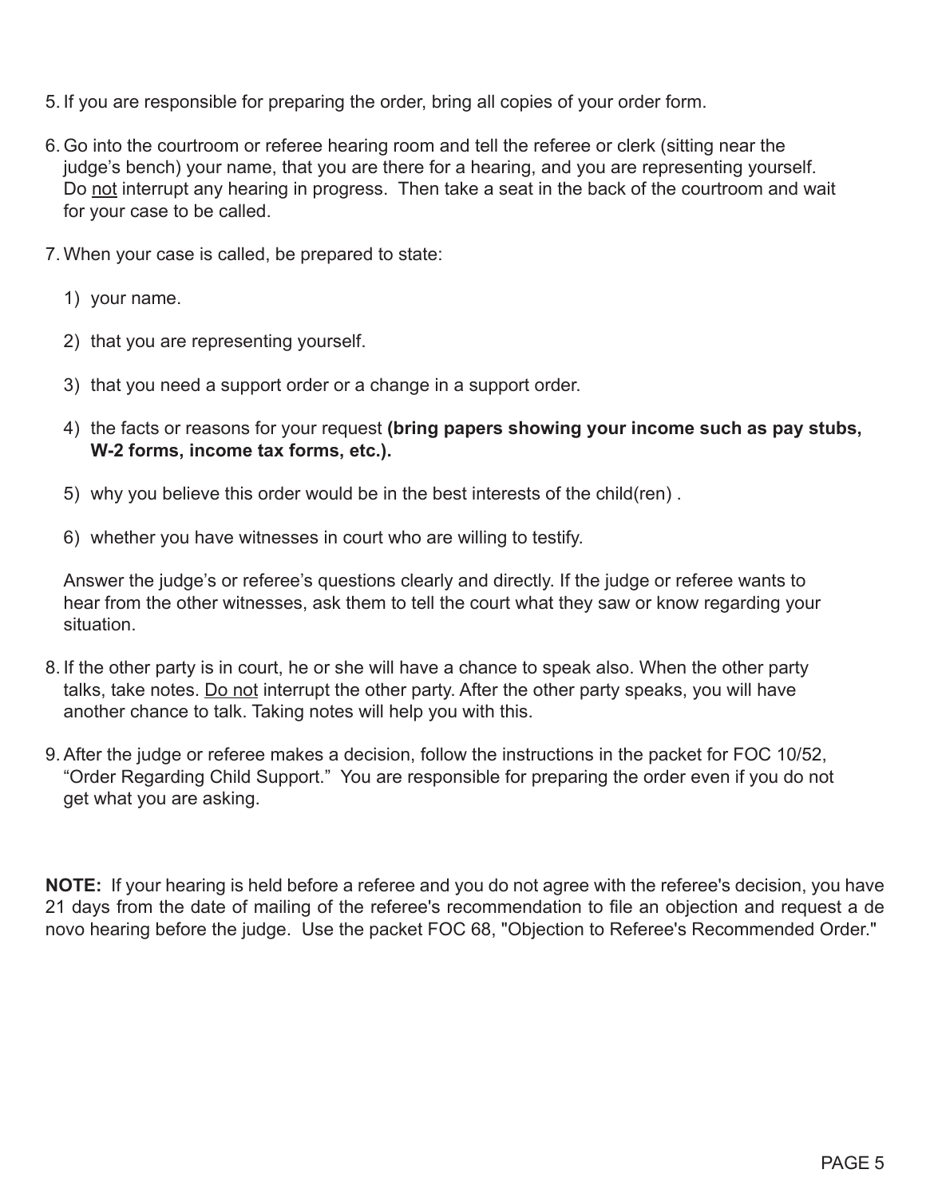5. If you are responsible for preparing the order, bring all copies of your order form.

6. Go into the courtroom or referee hearing room and tell the referee or clerk (sitting near the judge's bench) your name, that you are there for a hearing, and you are representing yourself. Do <u>not</u> interrupt any hearing in progress. Then take a seat in the back of the courtroom and wait for your case to be called.

7. When your case is called, be prepared to state:

   1) your name.

   2) that you are representing yourself.

   3) that you need a support order or a change in a support order.

   4) the facts or reasons for your request **(bring papers showing your income such as pay stubs, W-2 forms, income tax forms, etc.).**

   5) why you believe this order would be in the best interests of the child(ren) .

   6) whether you have witnesses in court who are willing to testify.

   Answer the judge's or referee's questions clearly and directly. If the judge or referee wants to hear from the other witnesses, ask them to tell the court what they saw or know regarding your situation.

8. If the other party is in court, he or she will have a chance to speak also. When the other party talks, take notes. <u>Do not</u> interrupt the other party. After the other party speaks, you will have another chance to talk. Taking notes will help you with this.

9. After the judge or referee makes a decision, follow the instructions in the packet for FOC 10/52, "Order Regarding Child Support." You are responsible for preparing the order even if you do not get what you are asking.

**NOTE:** If your hearing is held before a referee and you do not agree with the referee's decision, you have 21 days from the date of mailing of the referee's recommendation to file an objection and request a de novo hearing before the judge. Use the packet FOC 68, "Objection to Referee's Recommended Order."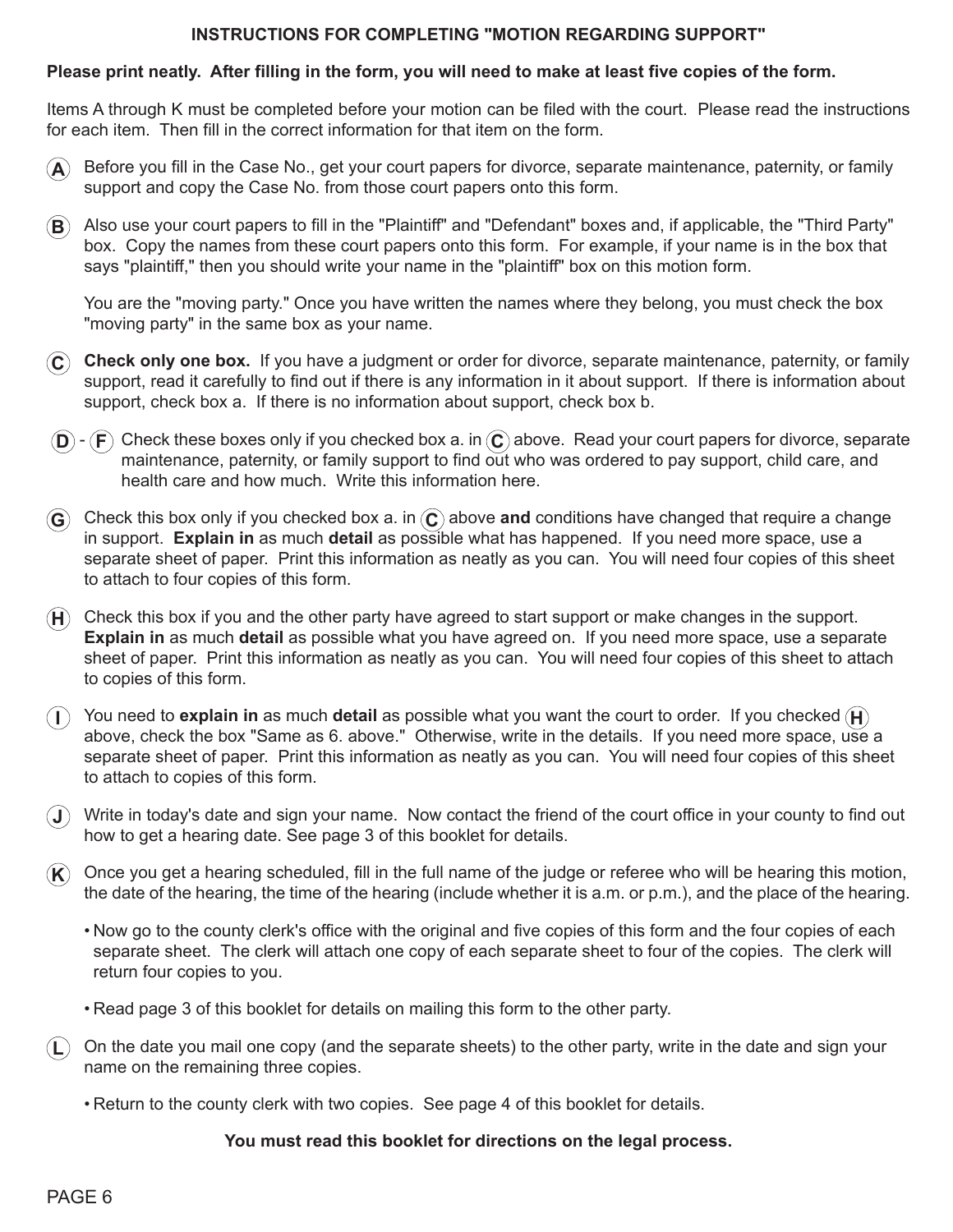## INSTRUCTIONS FOR COMPLETING "MOTION REGARDING SUPPORT"

**Please print neatly. After filling in the form, you will need to make at least five copies of the form.**

Items A through K must be completed before your motion can be filed with the court. Please read the instructions for each item. Then fill in the correct information for that item on the form.

**(A)** Before you fill in the Case No., get your court papers for divorce, separate maintenance, paternity, or family support and copy the Case No. from those court papers onto this form.

**(B)** Also use your court papers to fill in the "Plaintiff" and "Defendant" boxes and, if applicable, the "Third Party" box. Copy the names from these court papers onto this form. For example, if your name is in the box that says "plaintiff," then you should write your name in the "plaintiff" box on this motion form.

You are the "moving party." Once you have written the names where they belong, you must check the box "moving party" in the same box as your name.

**(C)** **Check only one box.** If you have a judgment or order for divorce, separate maintenance, paternity, or family support, read it carefully to find out if there is any information in it about support. If there is information about support, check box a. If there is no information about support, check box b.

**(D) - (F)** Check these boxes only if you checked box a. in (C) above. Read your court papers for divorce, separate maintenance, paternity, or family support to find out who was ordered to pay support, child care, and health care and how much. Write this information here.

**(G)** Check this box only if you checked box a. in (C) above **and** conditions have changed that require a change in support. **Explain in** as much **detail** as possible what has happened. If you need more space, use a separate sheet of paper. Print this information as neatly as you can. You will need four copies of this sheet to attach to four copies of this form.

**(H)** Check this box if you and the other party have agreed to start support or make changes in the support. **Explain in** as much **detail** as possible what you have agreed on. If you need more space, use a separate sheet of paper. Print this information as neatly as you can. You will need four copies of this sheet to attach to copies of this form.

**(I)** You need to **explain in** as much **detail** as possible what you want the court to order. If you checked (H) above, check the box "Same as 6. above." Otherwise, write in the details. If you need more space, use a separate sheet of paper. Print this information as neatly as you can. You will need four copies of this sheet to attach to copies of this form.

**(J)** Write in today's date and sign your name. Now contact the friend of the court office in your county to find out how to get a hearing date. See page 3 of this booklet for details.

**(K)** Once you get a hearing scheduled, fill in the full name of the judge or referee who will be hearing this motion, the date of the hearing, the time of the hearing (include whether it is a.m. or p.m.), and the place of the hearing.

- Now go to the county clerk's office with the original and five copies of this form and the four copies of each separate sheet. The clerk will attach one copy of each separate sheet to four of the copies. The clerk will return four copies to you.
- Read page 3 of this booklet for details on mailing this form to the other party.

**(L)** On the date you mail one copy (and the separate sheets) to the other party, write in the date and sign your name on the remaining three copies.

- Return to the county clerk with two copies. See page 4 of this booklet for details.

**You must read this booklet for directions on the legal process.**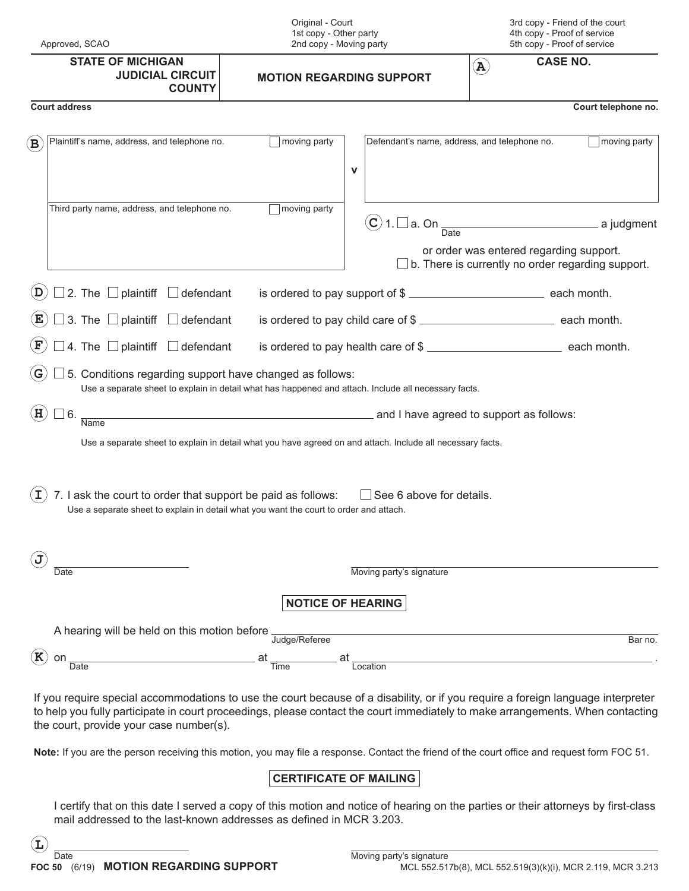Approved, SCAO

Original - Court
1st copy - Other party
2nd copy - Moving party

3rd copy - Friend of the court
4th copy - Proof of service
5th copy - Proof of service

| STATE OF MICHIGAN JUDICIAL CIRCUIT COUNTY | MOTION REGARDING SUPPORT | (A) CASE NO. |
|---|---|---|

Court address　　　　　　　　　　　　　　　　　　　　　　　　　　　　　　Court telephone no.

(B) Plaintiff's name, address, and telephone no. ☐ moving party

v

Defendant's name, address, and telephone no. ☐ moving party

Third party name, address, and telephone no. ☐ moving party

(C) 1. ☐ a. On ______________ (Date) a judgment or order was entered regarding support.
☐ b. There is currently no order regarding support.

(D) ☐ 2. The ☐ plaintiff ☐ defendant is ordered to pay support of $ ______________ each month.

(E) ☐ 3. The ☐ plaintiff ☐ defendant is ordered to pay child care of $ ______________ each month.

(F) ☐ 4. The ☐ plaintiff ☐ defendant is ordered to pay health care of $ ______________ each month.

(G) ☐ 5. Conditions regarding support have changed as follows:
Use a separate sheet to explain in detail what has happened and attach. Include all necessary facts.

(H) ☐ 6. ______________ (Name) and I have agreed to support as follows:

Use a separate sheet to explain in detail what you have agreed on and attach. Include all necessary facts.

(I) 7. I ask the court to order that support be paid as follows: ☐ See 6 above for details.
Use a separate sheet to explain in detail what you want the court to order and attach.

(J) ______________ Date　　　　　　　　______________ Moving party's signature

**NOTICE OF HEARING**

A hearing will be held on this motion before ______________ Judge/Referee　　　　Bar no.

(K) on ______________ (Date) at ______ (Time) at ______________ (Location).

If you require special accommodations to use the court because of a disability, or if you require a foreign language interpreter to help you fully participate in court proceedings, please contact the court immediately to make arrangements. When contacting the court, provide your case number(s).

**Note:** If you are the person receiving this motion, you may file a response. Contact the friend of the court office and request form FOC 51.

**CERTIFICATE OF MAILING**

I certify that on this date I served a copy of this motion and notice of hearing on the parties or their attorneys by first-class mail addressed to the last-known addresses as defined in MCR 3.203.

(L) ______________ Date　　　　　　　　______________ Moving party's signature

FOC 50 (6/19) **MOTION REGARDING SUPPORT**　　　　MCL 552.517b(8), MCL 552.519(3)(k)(i), MCR 2.119, MCR 3.213